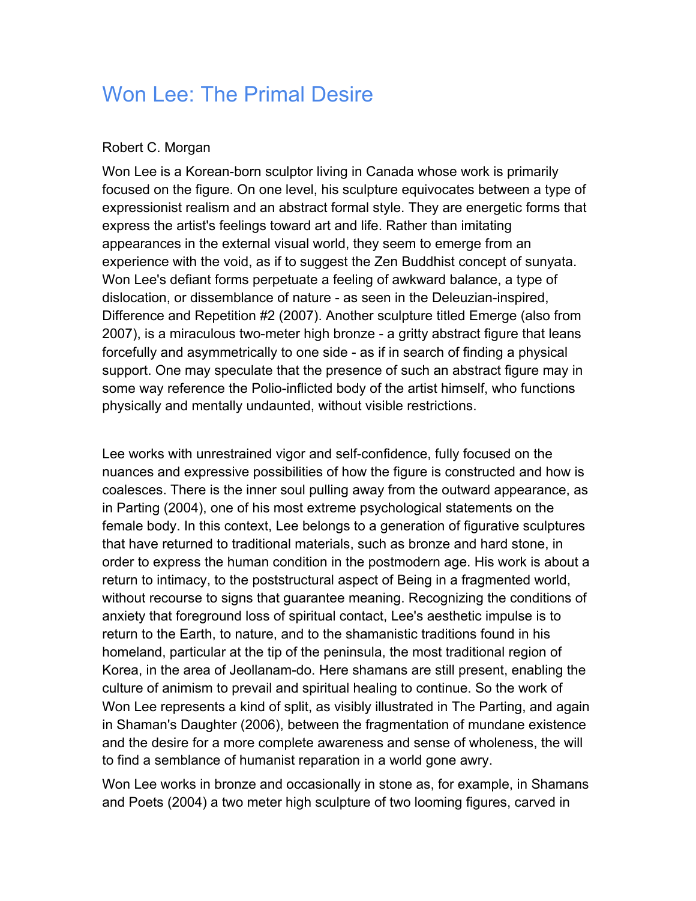# Won Lee: The Primal Desire

Robert C. Morgan

Won Lee is a Korean-born sculptor living in Canada whose work is primarily focused on the figure. On one level, his sculpture equivocates between a type of expressionist realism and an abstract formal style. They are energetic forms that express the artist's feelings toward art and life. Rather than imitating appearances in the external visual world, they seem to emerge from an experience with the void, as if to suggest the Zen Buddhist concept of sunyata. Won Lee's defiant forms perpetuate a feeling of awkward balance, a type of dislocation, or dissemblance of nature - as seen in the Deleuzian-inspired, Difference and Repetition #2 (2007). Another sculpture titled Emerge (also from 2007), is a miraculous two-meter high bronze - a gritty abstract figure that leans forcefully and asymmetrically to one side - as if in search of finding a physical support. One may speculate that the presence of such an abstract figure may in some way reference the Polio-inflicted body of the artist himself, who functions physically and mentally undaunted, without visible restrictions.

Lee works with unrestrained vigor and self-confidence, fully focused on the nuances and expressive possibilities of how the figure is constructed and how is coalesces. There is the inner soul pulling away from the outward appearance, as in Parting (2004), one of his most extreme psychological statements on the female body. In this context, Lee belongs to a generation of figurative sculptures that have returned to traditional materials, such as bronze and hard stone, in order to express the human condition in the postmodern age. His work is about a return to intimacy, to the poststructural aspect of Being in a fragmented world, without recourse to signs that guarantee meaning. Recognizing the conditions of anxiety that foreground loss of spiritual contact, Lee's aesthetic impulse is to return to the Earth, to nature, and to the shamanistic traditions found in his homeland, particular at the tip of the peninsula, the most traditional region of Korea, in the area of Jeollanam-do. Here shamans are still present, enabling the culture of animism to prevail and spiritual healing to continue. So the work of Won Lee represents a kind of split, as visibly illustrated in The Parting, and again in Shaman's Daughter (2006), between the fragmentation of mundane existence and the desire for a more complete awareness and sense of wholeness, the will to find a semblance of humanist reparation in a world gone awry.

Won Lee works in bronze and occasionally in stone as, for example, in Shamans and Poets (2004) a two meter high sculpture of two looming figures, carved in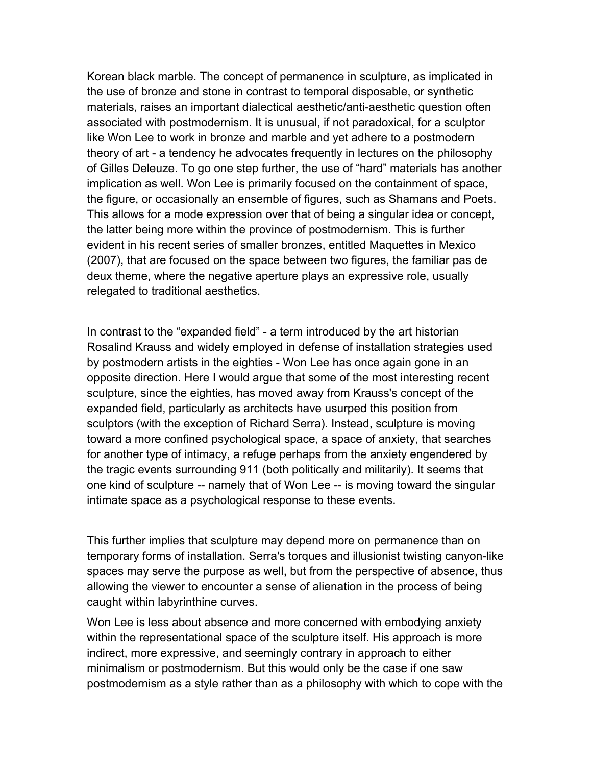Korean black marble. The concept of permanence in sculpture, as implicated in the use of bronze and stone in contrast to temporal disposable, or synthetic materials, raises an important dialectical aesthetic/anti-aesthetic question often associated with postmodernism. It is unusual, if not paradoxical, for a sculptor like Won Lee to work in bronze and marble and yet adhere to a postmodern theory of art - a tendency he advocates frequently in lectures on the philosophy of Gilles Deleuze. To go one step further, the use of "hard" materials has another implication as well. Won Lee is primarily focused on the containment of space, the figure, or occasionally an ensemble of figures, such as Shamans and Poets. This allows for a mode expression over that of being a singular idea or concept, the latter being more within the province of postmodernism. This is further evident in his recent series of smaller bronzes, entitled Maquettes in Mexico (2007), that are focused on the space between two figures, the familiar pas de deux theme, where the negative aperture plays an expressive role, usually relegated to traditional aesthetics.

In contrast to the "expanded field" - a term introduced by the art historian Rosalind Krauss and widely employed in defense of installation strategies used by postmodern artists in the eighties - Won Lee has once again gone in an opposite direction. Here I would argue that some of the most interesting recent sculpture, since the eighties, has moved away from Krauss's concept of the expanded field, particularly as architects have usurped this position from sculptors (with the exception of Richard Serra). Instead, sculpture is moving toward a more confined psychological space, a space of anxiety, that searches for another type of intimacy, a refuge perhaps from the anxiety engendered by the tragic events surrounding 911 (both politically and militarily). It seems that one kind of sculpture -- namely that of Won Lee -- is moving toward the singular intimate space as a psychological response to these events.

This further implies that sculpture may depend more on permanence than on temporary forms of installation. Serra's torques and illusionist twisting canyon-like spaces may serve the purpose as well, but from the perspective of absence, thus allowing the viewer to encounter a sense of alienation in the process of being caught within labyrinthine curves.

Won Lee is less about absence and more concerned with embodying anxiety within the representational space of the sculpture itself. His approach is more indirect, more expressive, and seemingly contrary in approach to either minimalism or postmodernism. But this would only be the case if one saw postmodernism as a style rather than as a philosophy with which to cope with the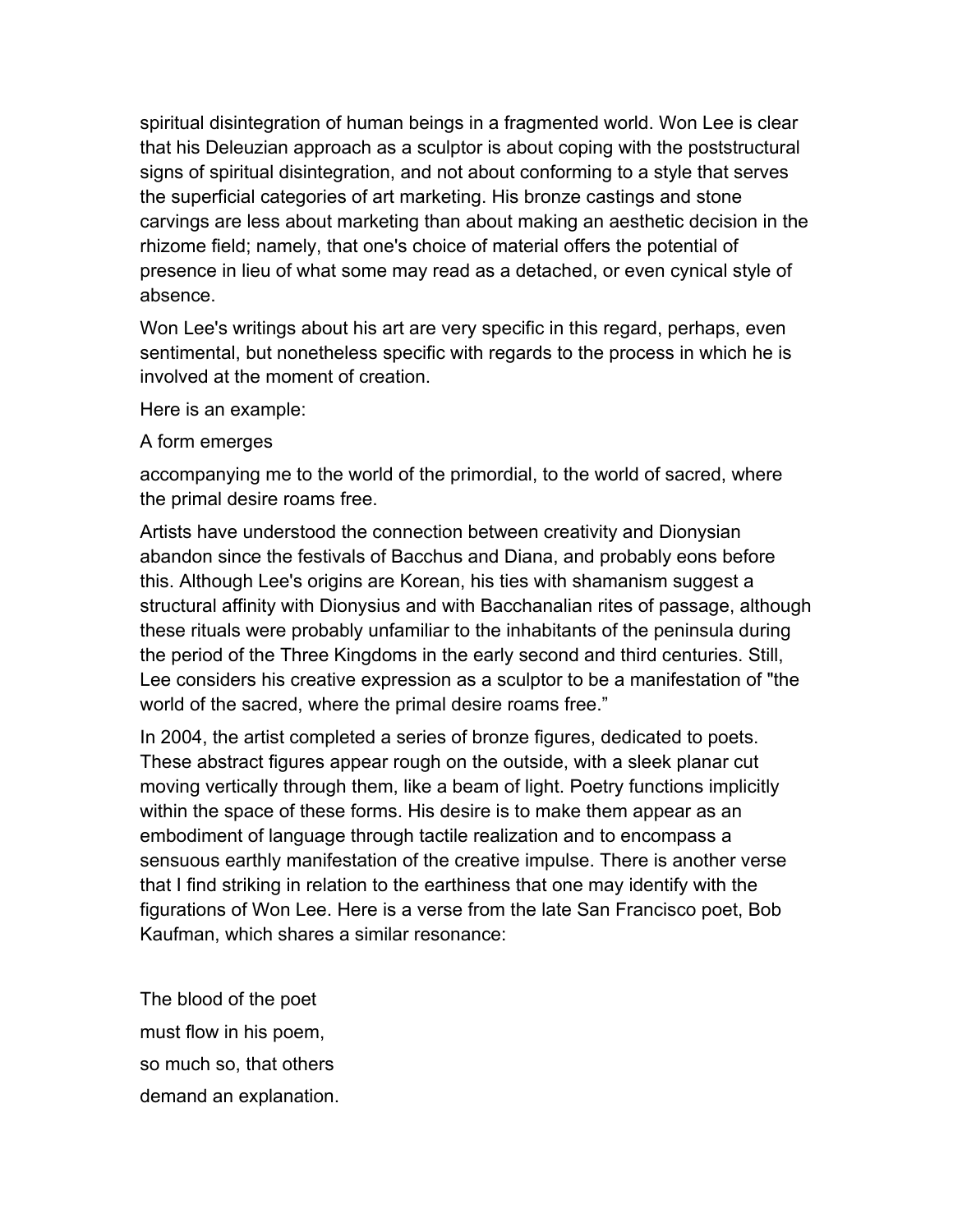spiritual disintegration of human beings in a fragmented world. Won Lee is clear that his Deleuzian approach as a sculptor is about coping with the poststructural signs of spiritual disintegration, and not about conforming to a style that serves the superficial categories of art marketing. His bronze castings and stone carvings are less about marketing than about making an aesthetic decision in the rhizome field; namely, that one's choice of material offers the potential of presence in lieu of what some may read as a detached, or even cynical style of absence.

Won Lee's writings about his art are very specific in this regard, perhaps, even sentimental, but nonetheless specific with regards to the process in which he is involved at the moment of creation.

Here is an example:

A form emerges

accompanying me to the world of the primordial, to the world of sacred, where the primal desire roams free.

Artists have understood the connection between creativity and Dionysian abandon since the festivals of Bacchus and Diana, and probably eons before this. Although Lee's origins are Korean, his ties with shamanism suggest a structural affinity with Dionysius and with Bacchanalian rites of passage, although these rituals were probably unfamiliar to the inhabitants of the peninsula during the period of the Three Kingdoms in the early second and third centuries. Still, Lee considers his creative expression as a sculptor to be a manifestation of "the world of the sacred, where the primal desire roams free."

In 2004, the artist completed a series of bronze figures, dedicated to poets. These abstract figures appear rough on the outside, with a sleek planar cut moving vertically through them, like a beam of light. Poetry functions implicitly within the space of these forms. His desire is to make them appear as an embodiment of language through tactile realization and to encompass a sensuous earthly manifestation of the creative impulse. There is another verse that I find striking in relation to the earthiness that one may identify with the figurations of Won Lee. Here is a verse from the late San Francisco poet, Bob Kaufman, which shares a similar resonance:

The blood of the poet
must flow in his poem,
so much so, that others
demand an explanation.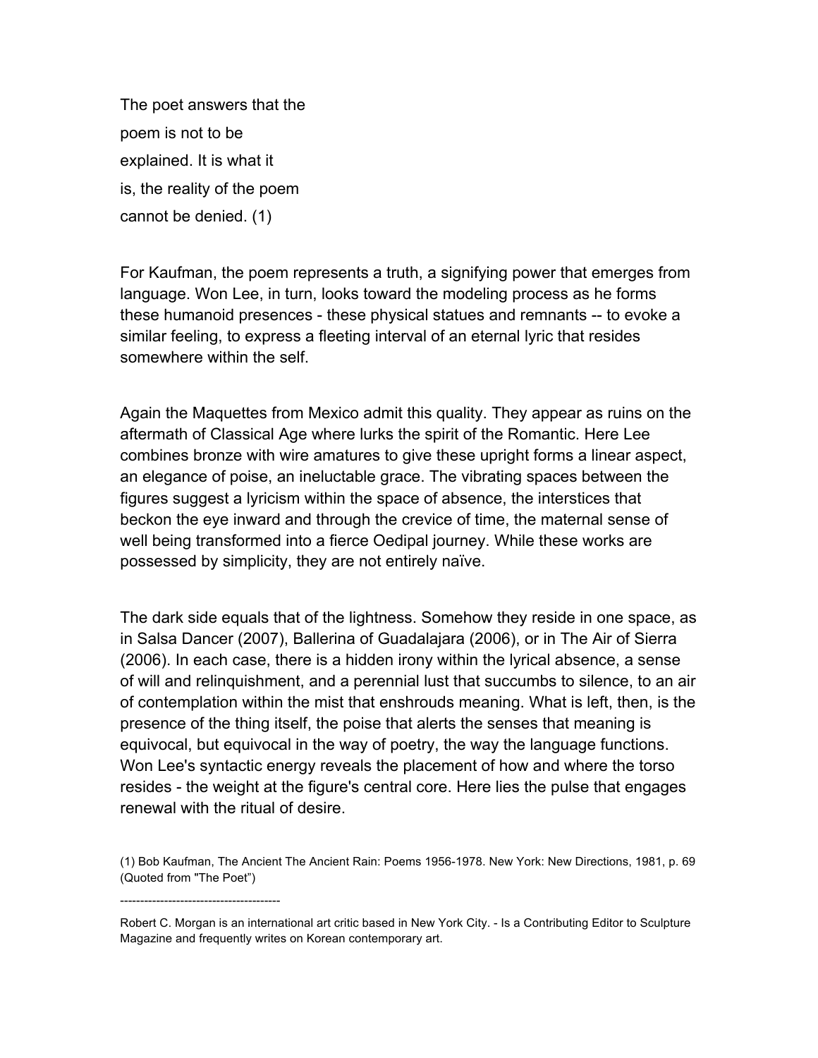The poet answers that the  
poem is not to be  
explained. It is what it  
is, the reality of the poem  
cannot be denied. (1)

For Kaufman, the poem represents a truth, a signifying power that emerges from language. Won Lee, in turn, looks toward the modeling process as he forms these humanoid presences - these physical statues and remnants -- to evoke a similar feeling, to express a fleeting interval of an eternal lyric that resides somewhere within the self.

Again the Maquettes from Mexico admit this quality. They appear as ruins on the aftermath of Classical Age where lurks the spirit of the Romantic. Here Lee combines bronze with wire amatures to give these upright forms a linear aspect, an elegance of poise, an ineluctable grace. The vibrating spaces between the figures suggest a lyricism within the space of absence, the interstices that beckon the eye inward and through the crevice of time, the maternal sense of well being transformed into a fierce Oedipal journey. While these works are possessed by simplicity, they are not entirely naïve.

The dark side equals that of the lightness. Somehow they reside in one space, as in Salsa Dancer (2007), Ballerina of Guadalajara (2006), or in The Air of Sierra (2006). In each case, there is a hidden irony within the lyrical absence, a sense of will and relinquishment, and a perennial lust that succumbs to silence, to an air of contemplation within the mist that enshrouds meaning. What is left, then, is the presence of the thing itself, the poise that alerts the senses that meaning is equivocal, but equivocal in the way of poetry, the way the language functions. Won Lee's syntactic energy reveals the placement of how and where the torso resides - the weight at the figure's central core. Here lies the pulse that engages renewal with the ritual of desire.

(1) Bob Kaufman, The Ancient The Ancient Rain: Poems 1956-1978. New York: New Directions, 1981, p. 69 (Quoted from "The Poet")

----------------------------------------

Robert C. Morgan is an international art critic based in New York City. - Is a Contributing Editor to Sculpture Magazine and frequently writes on Korean contemporary art.